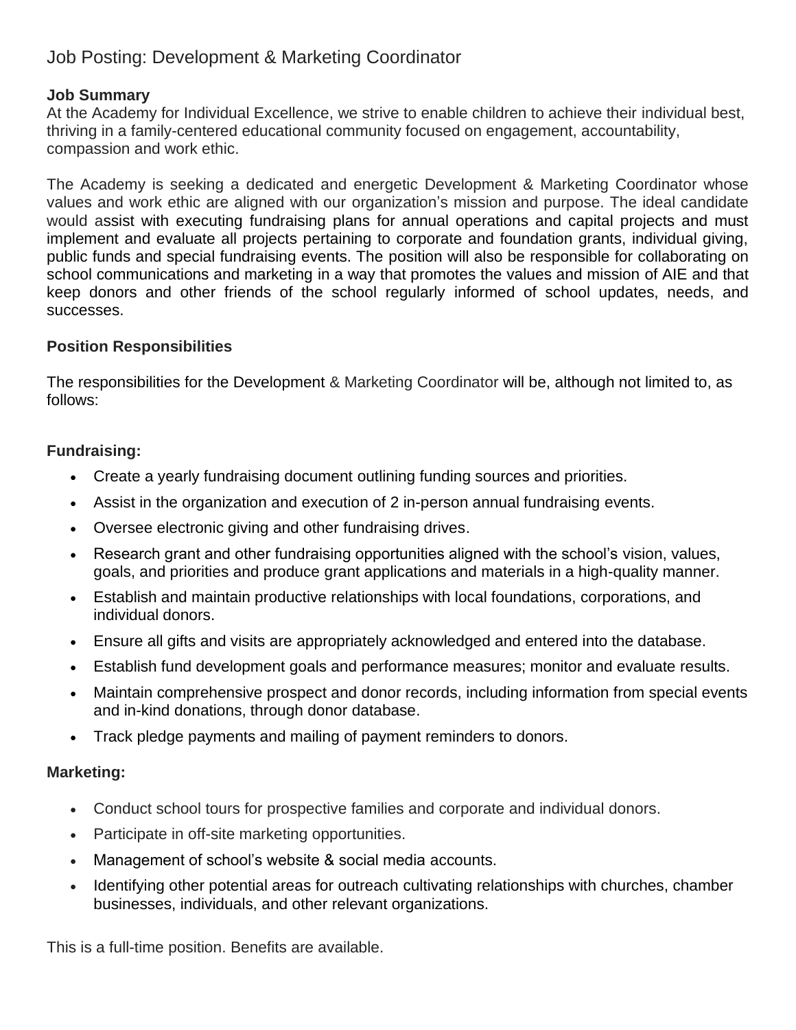# Job Posting: Development & Marketing Coordinator

**Job Summary**

At the Academy for Individual Excellence, we strive to enable children to achieve their individual best, thriving in a family-centered educational community focused on engagement, accountability, compassion and work ethic.

The Academy is seeking a dedicated and energetic Development & Marketing Coordinator whose values and work ethic are aligned with our organization's mission and purpose. The ideal candidate would assist with executing fundraising plans for annual operations and capital projects and must implement and evaluate all projects pertaining to corporate and foundation grants, individual giving, public funds and special fundraising events. The position will also be responsible for collaborating on school communications and marketing in a way that promotes the values and mission of AIE and that keep donors and other friends of the school regularly informed of school updates, needs, and successes.

**Position Responsibilities**

The responsibilities for the Development & Marketing Coordinator will be, although not limited to, as follows:

**Fundraising:**

- Create a yearly fundraising document outlining funding sources and priorities.
- Assist in the organization and execution of 2 in-person annual fundraising events.
- Oversee electronic giving and other fundraising drives.
- Research grant and other fundraising opportunities aligned with the school's vision, values, goals, and priorities and produce grant applications and materials in a high-quality manner.
- Establish and maintain productive relationships with local foundations, corporations, and individual donors.
- Ensure all gifts and visits are appropriately acknowledged and entered into the database.
- Establish fund development goals and performance measures; monitor and evaluate results.
- Maintain comprehensive prospect and donor records, including information from special events and in-kind donations, through donor database.
- Track pledge payments and mailing of payment reminders to donors.

**Marketing:**

- Conduct school tours for prospective families and corporate and individual donors.
- Participate in off-site marketing opportunities.
- Management of school's website & social media accounts.
- Identifying other potential areas for outreach cultivating relationships with churches, chamber businesses, individuals, and other relevant organizations.

This is a full-time position. Benefits are available.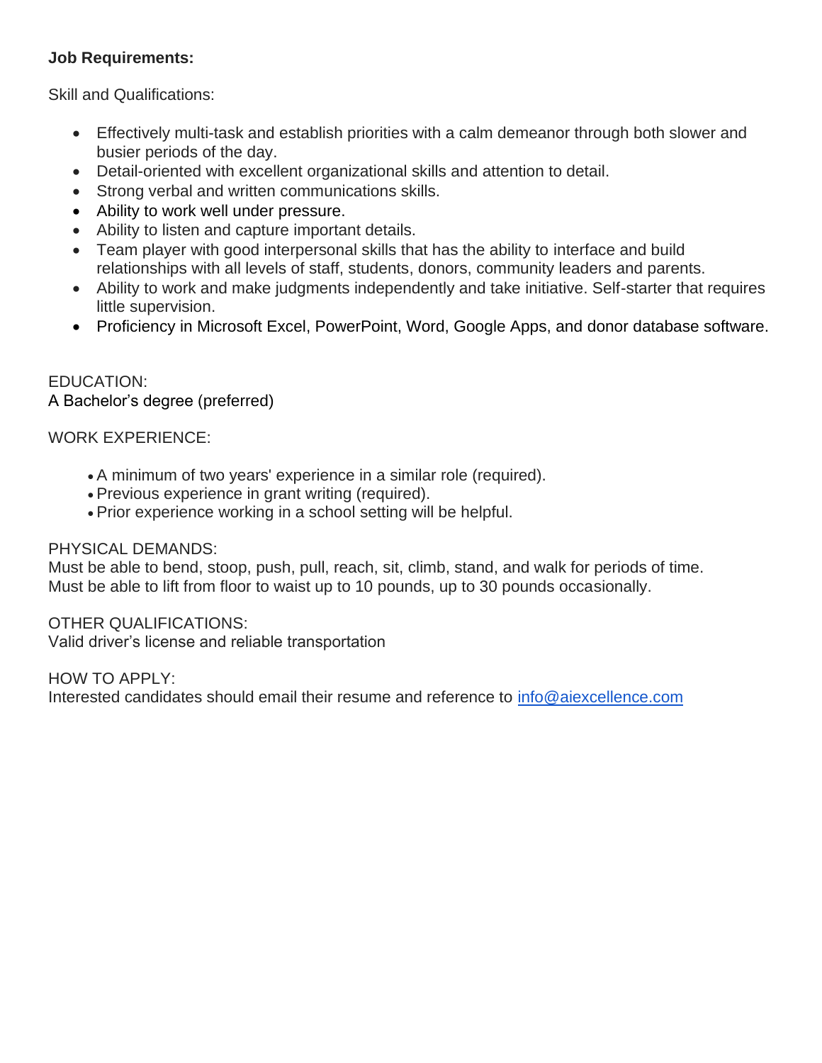**Job Requirements:**

Skill and Qualifications:

- Effectively multi-task and establish priorities with a calm demeanor through both slower and busier periods of the day.
- Detail-oriented with excellent organizational skills and attention to detail.
- Strong verbal and written communications skills.
- Ability to work well under pressure.
- Ability to listen and capture important details.
- Team player with good interpersonal skills that has the ability to interface and build relationships with all levels of staff, students, donors, community leaders and parents.
- Ability to work and make judgments independently and take initiative. Self-starter that requires little supervision.
- Proficiency in Microsoft Excel, PowerPoint, Word, Google Apps, and donor database software.

EDUCATION:
A Bachelor's degree (preferred)

WORK EXPERIENCE:

- A minimum of two years' experience in a similar role (required).
- Previous experience in grant writing (required).
- Prior experience working in a school setting will be helpful.

PHYSICAL DEMANDS:
Must be able to bend, stoop, push, pull, reach, sit, climb, stand, and walk for periods of time.
Must be able to lift from floor to waist up to 10 pounds, up to 30 pounds occasionally.

OTHER QUALIFICATIONS:
Valid driver's license and reliable transportation

HOW TO APPLY:
Interested candidates should email their resume and reference to info@aiexcellence.com